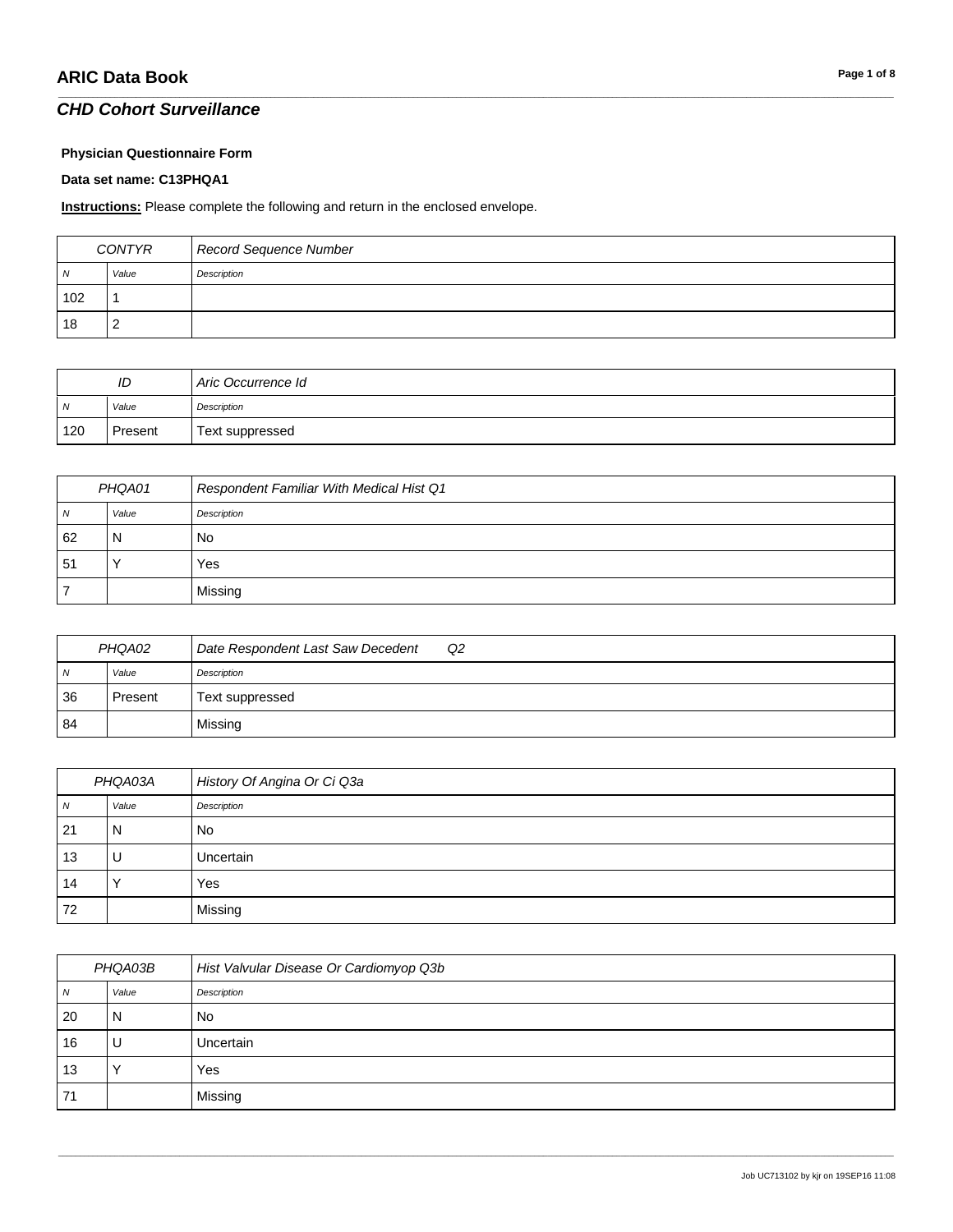# ARIC Data Book

## *CHD Cohort Surveillance*

**Physician Questionnaire Form**

**Data set name: C13PHQA1**

**Instructions:** Please complete the following and return in the enclosed envelope.

| CONTYR | | *Record Sequence Number* |
|---|---|---|
| *N* | *Value* | *Description* |
| 102 | 1 | |
| 18 | 2 | |

| ID | | *Aric Occurrence Id* |
|---|---|---|
| *N* | *Value* | *Description* |
| 120 | Present | Text suppressed |

| PHQA01 | | *Respondent Familiar With Medical Hist Q1* |
|---|---|---|
| *N* | *Value* | *Description* |
| 62 | N | No |
| 51 | Y | Yes |
| 7 | | Missing |

| PHQA02 | | *Date Respondent Last Saw Decedent Q2* |
|---|---|---|
| *N* | *Value* | *Description* |
| 36 | Present | Text suppressed |
| 84 | | Missing |

| PHQA03A | | *History Of Angina Or Ci Q3a* |
|---|---|---|
| *N* | *Value* | *Description* |
| 21 | N | No |
| 13 | U | Uncertain |
| 14 | Y | Yes |
| 72 | | Missing |

| PHQA03B | | *Hist Valvular Disease Or Cardiomyop Q3b* |
|---|---|---|
| *N* | *Value* | *Description* |
| 20 | N | No |
| 16 | U | Uncertain |
| 13 | Y | Yes |
| 71 | | Missing |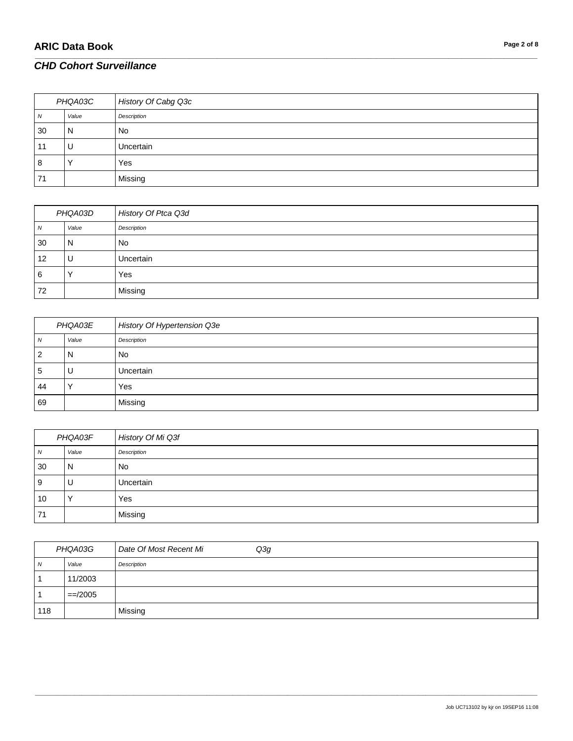| PHQA03C | | History Of Cabg Q3c |
|---|---|---|
| *N* | *Value* | *Description* |
| 30 | N | No |
| 11 | U | Uncertain |
| 8 | Y | Yes |
| 71 | | Missing |

| PHQA03D | | History Of Ptca Q3d |
|---|---|---|
| *N* | *Value* | *Description* |
| 30 | N | No |
| 12 | U | Uncertain |
| 6 | Y | Yes |
| 72 | | Missing |

| PHQA03E | | History Of Hypertension Q3e |
|---|---|---|
| *N* | *Value* | *Description* |
| 2 | N | No |
| 5 | U | Uncertain |
| 44 | Y | Yes |
| 69 | | Missing |

| PHQA03F | | History Of Mi Q3f |
|---|---|---|
| *N* | *Value* | *Description* |
| 30 | N | No |
| 9 | U | Uncertain |
| 10 | Y | Yes |
| 71 | | Missing |

| PHQA03G | | Date Of Most Recent Mi Q3g |
|---|---|---|
| *N* | *Value* | *Description* |
| 1 | 11/2003 | |
| 1 | ==/2005 | |
| 118 | | Missing |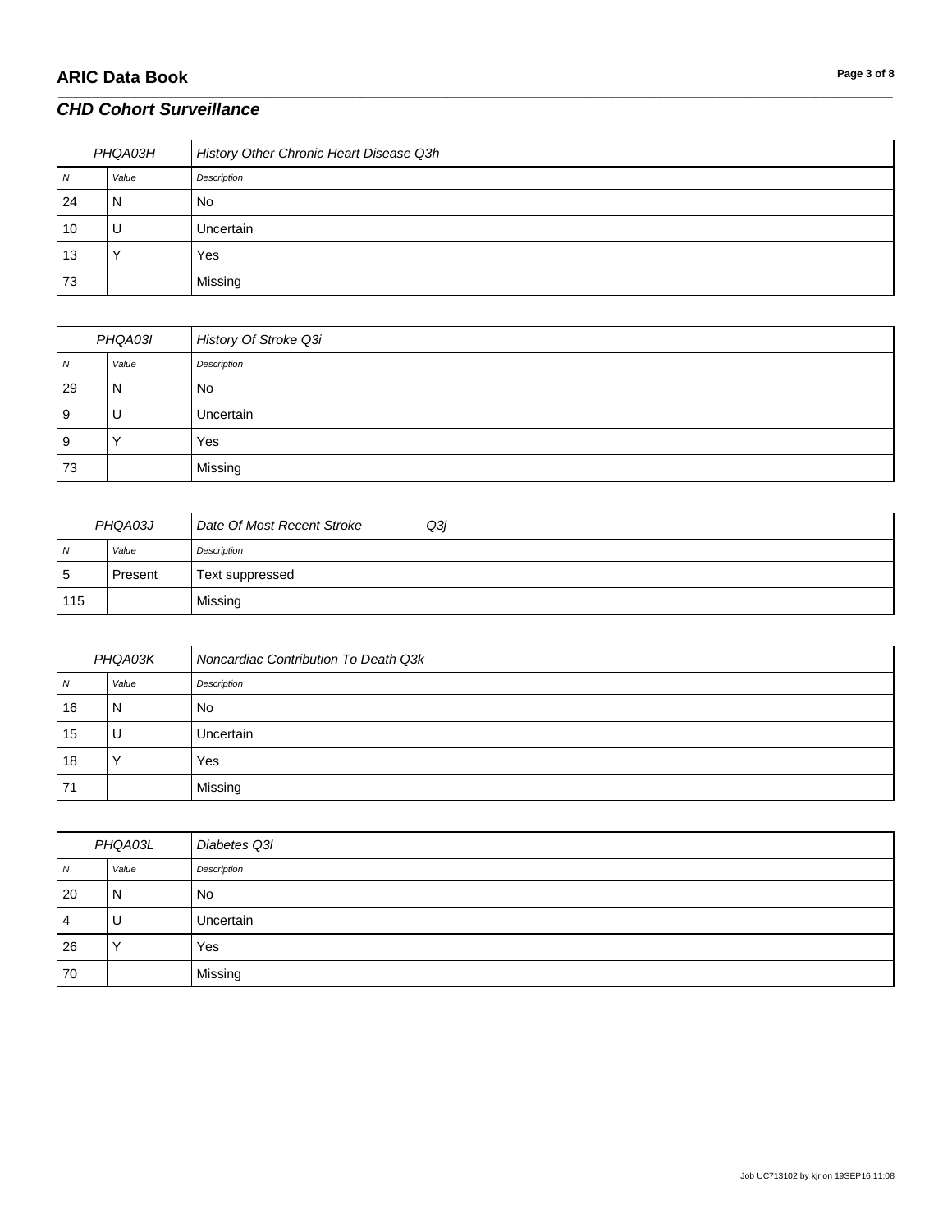| PHQA03H | | History Other Chronic Heart Disease Q3h |
|---|---|---|
| *N* | *Value* | *Description* |
| 24 | N | No |
| 10 | U | Uncertain |
| 13 | Y | Yes |
| 73 | | Missing |

| PHQA03I | | History Of Stroke Q3i |
|---|---|---|
| *N* | *Value* | *Description* |
| 29 | N | No |
| 9 | U | Uncertain |
| 9 | Y | Yes |
| 73 | | Missing |

| PHQA03J | | Date Of Most Recent Stroke Q3j |
|---|---|---|
| *N* | *Value* | *Description* |
| 5 | Present | Text suppressed |
| 115 | | Missing |

| PHQA03K | | Noncardiac Contribution To Death Q3k |
|---|---|---|
| *N* | *Value* | *Description* |
| 16 | N | No |
| 15 | U | Uncertain |
| 18 | Y | Yes |
| 71 | | Missing |

| PHQA03L | | Diabetes Q3l |
|---|---|---|
| *N* | *Value* | *Description* |
| 20 | N | No |
| 4 | U | Uncertain |
| 26 | Y | Yes |
| 70 | | Missing |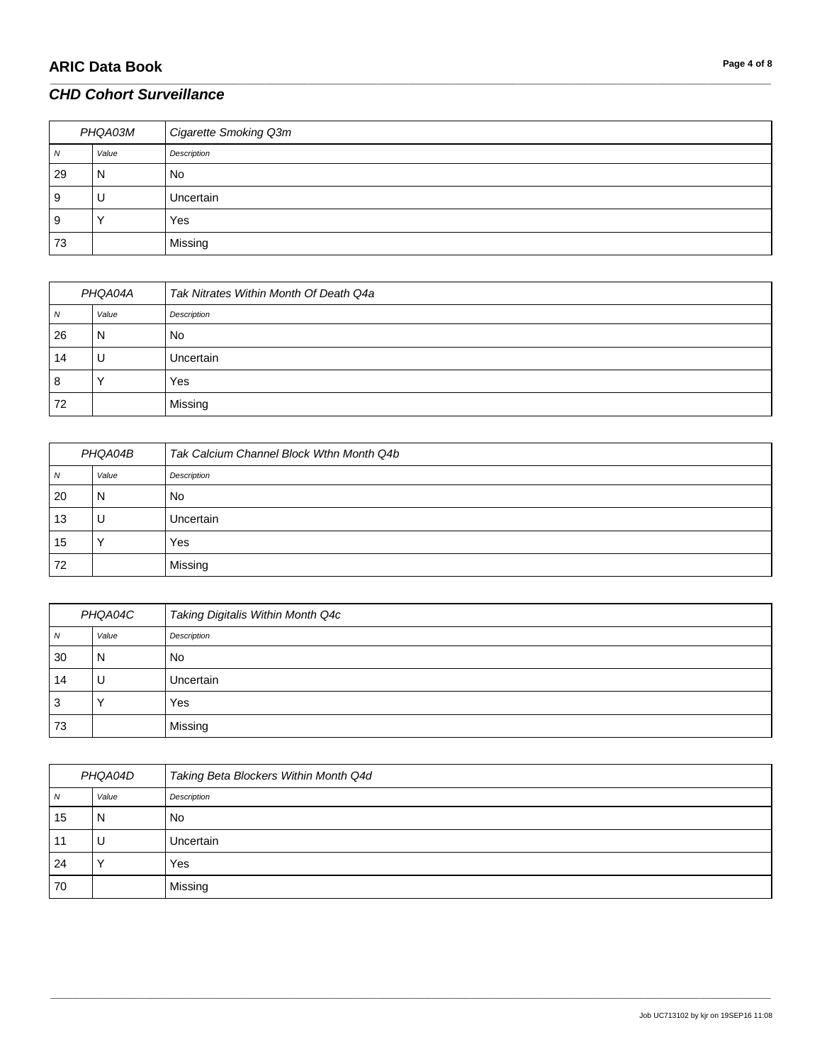## CHD Cohort Surveillance

| PHQA03M | | Cigarette Smoking Q3m |
|---|---|---|
| N | Value | Description |
| 29 | N | No |
| 9 | U | Uncertain |
| 9 | Y | Yes |
| 73 | | Missing |

| PHQA04A | | Tak Nitrates Within Month Of Death Q4a |
|---|---|---|
| N | Value | Description |
| 26 | N | No |
| 14 | U | Uncertain |
| 8 | Y | Yes |
| 72 | | Missing |

| PHQA04B | | Tak Calcium Channel Block Wthn Month Q4b |
|---|---|---|
| N | Value | Description |
| 20 | N | No |
| 13 | U | Uncertain |
| 15 | Y | Yes |
| 72 | | Missing |

| PHQA04C | | Taking Digitalis Within Month Q4c |
|---|---|---|
| N | Value | Description |
| 30 | N | No |
| 14 | U | Uncertain |
| 3 | Y | Yes |
| 73 | | Missing |

| PHQA04D | | Taking Beta Blockers Within Month Q4d |
|---|---|---|
| N | Value | Description |
| 15 | N | No |
| 11 | U | Uncertain |
| 24 | Y | Yes |
| 70 | | Missing |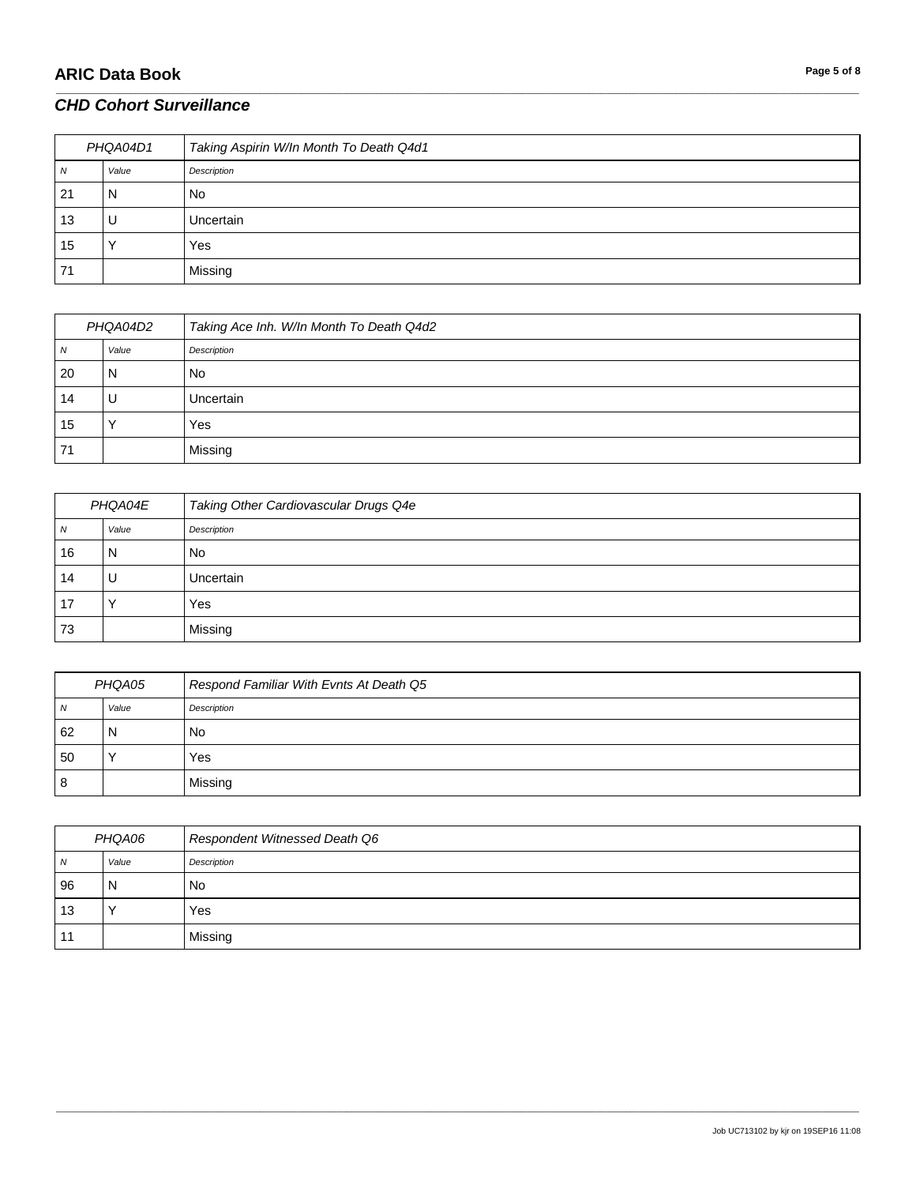## *CHD Cohort Surveillance*

| PHQA04D1 | | *Taking Aspirin W/In Month To Death Q4d1* |
|---|---|---|
| *N* | *Value* | *Description* |
| 21 | N | No |
| 13 | U | Uncertain |
| 15 | Y | Yes |
| 71 | | Missing |

| PHQA04D2 | | *Taking Ace Inh. W/In Month To Death Q4d2* |
|---|---|---|
| *N* | *Value* | *Description* |
| 20 | N | No |
| 14 | U | Uncertain |
| 15 | Y | Yes |
| 71 | | Missing |

| PHQA04E | | *Taking Other Cardiovascular Drugs Q4e* |
|---|---|---|
| *N* | *Value* | *Description* |
| 16 | N | No |
| 14 | U | Uncertain |
| 17 | Y | Yes |
| 73 | | Missing |

| PHQA05 | | *Respond Familiar With Evnts At Death Q5* |
|---|---|---|
| *N* | *Value* | *Description* |
| 62 | N | No |
| 50 | Y | Yes |
| 8 | | Missing |

| PHQA06 | | *Respondent Witnessed Death Q6* |
|---|---|---|
| *N* | *Value* | *Description* |
| 96 | N | No |
| 13 | Y | Yes |
| 11 | | Missing |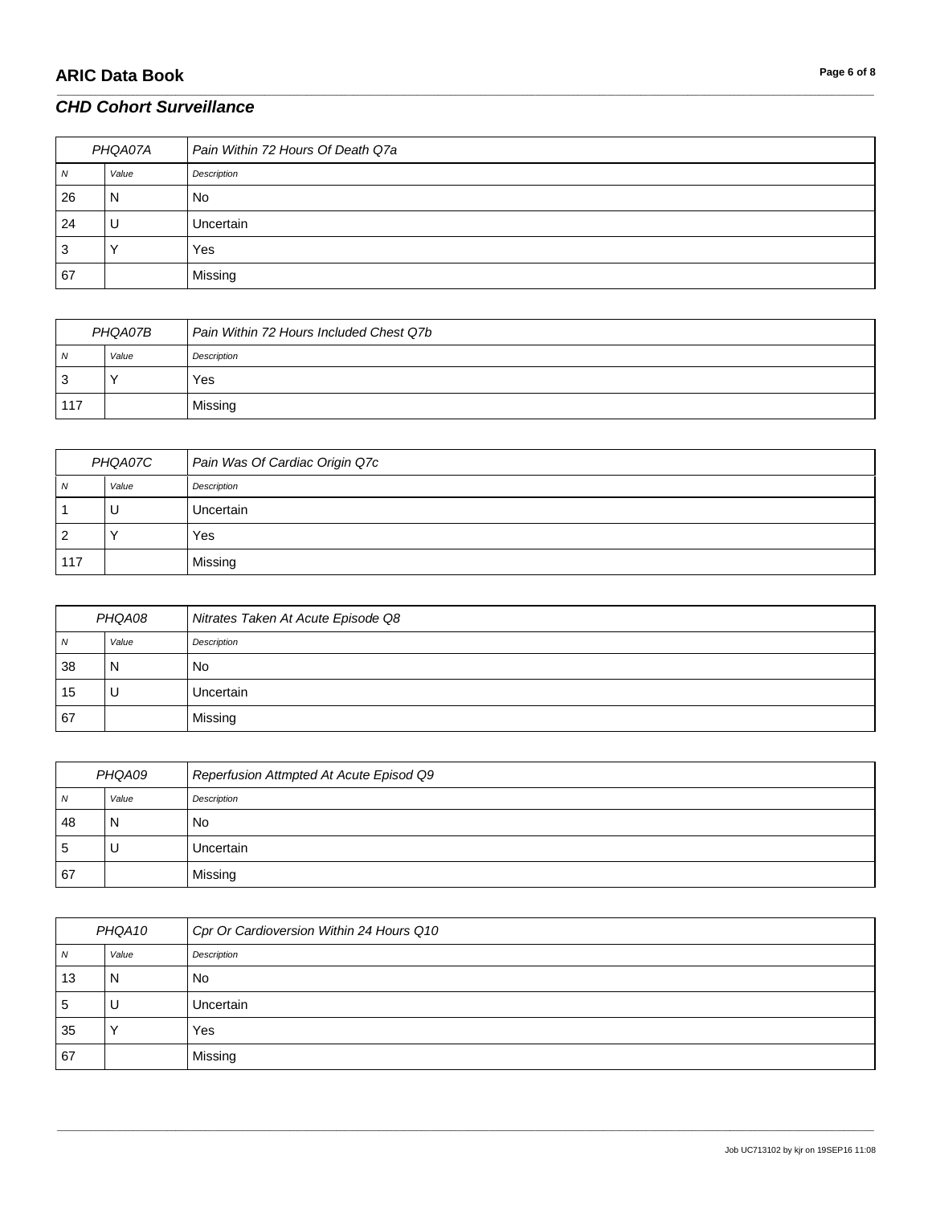## CHD Cohort Surveillance

| PHQA07A | | Pain Within 72 Hours Of Death Q7a |
|---|---|---|
| N | Value | Description |
| 26 | N | No |
| 24 | U | Uncertain |
| 3 | Y | Yes |
| 67 | | Missing |

| PHQA07B | | Pain Within 72 Hours Included Chest Q7b |
|---|---|---|
| N | Value | Description |
| 3 | Y | Yes |
| 117 | | Missing |

| PHQA07C | | Pain Was Of Cardiac Origin Q7c |
|---|---|---|
| N | Value | Description |
| 1 | U | Uncertain |
| 2 | Y | Yes |
| 117 | | Missing |

| PHQA08 | | Nitrates Taken At Acute Episode Q8 |
|---|---|---|
| N | Value | Description |
| 38 | N | No |
| 15 | U | Uncertain |
| 67 | | Missing |

| PHQA09 | | Reperfusion Attmpted At Acute Episod Q9 |
|---|---|---|
| N | Value | Description |
| 48 | N | No |
| 5 | U | Uncertain |
| 67 | | Missing |

| PHQA10 | | Cpr Or Cardioversion Within 24 Hours Q10 |
|---|---|---|
| N | Value | Description |
| 13 | N | No |
| 5 | U | Uncertain |
| 35 | Y | Yes |
| 67 | | Missing |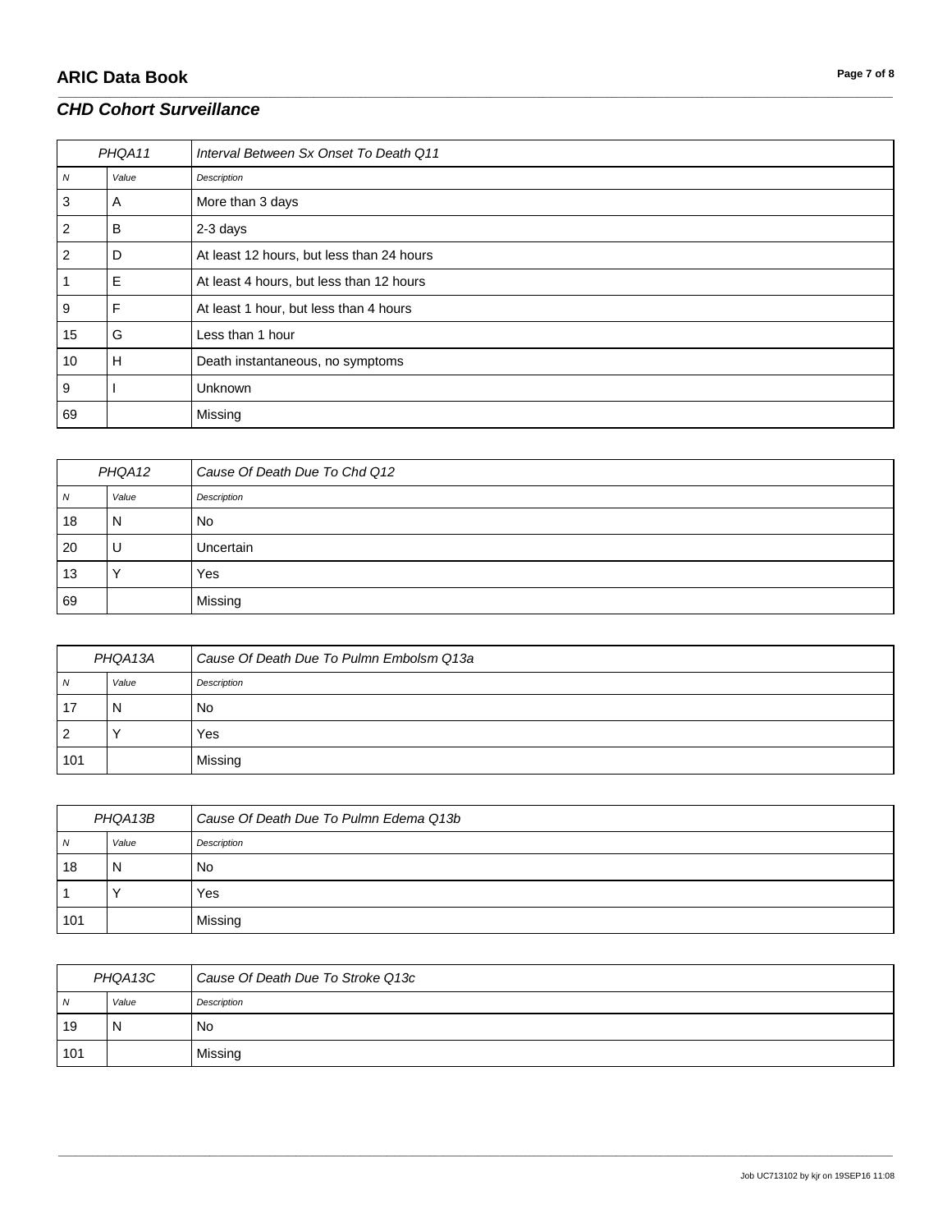## CHD Cohort Surveillance

| PHQA11 | | Interval Between Sx Onset To Death Q11 |
|---|---|---|
| *N* | *Value* | *Description* |
| 3 | A | More than 3 days |
| 2 | B | 2-3 days |
| 2 | D | At least 12 hours, but less than 24 hours |
| 1 | E | At least 4 hours, but less than 12 hours |
| 9 | F | At least 1 hour, but less than 4 hours |
| 15 | G | Less than 1 hour |
| 10 | H | Death instantaneous, no symptoms |
| 9 | I | Unknown |
| 69 | | Missing |

| PHQA12 | | Cause Of Death Due To Chd Q12 |
|---|---|---|
| *N* | *Value* | *Description* |
| 18 | N | No |
| 20 | U | Uncertain |
| 13 | Y | Yes |
| 69 | | Missing |

| PHQA13A | | Cause Of Death Due To Pulmn Embolsm Q13a |
|---|---|---|
| *N* | *Value* | *Description* |
| 17 | N | No |
| 2 | Y | Yes |
| 101 | | Missing |

| PHQA13B | | Cause Of Death Due To Pulmn Edema Q13b |
|---|---|---|
| *N* | *Value* | *Description* |
| 18 | N | No |
| 1 | Y | Yes |
| 101 | | Missing |

| PHQA13C | | Cause Of Death Due To Stroke Q13c |
|---|---|---|
| *N* | *Value* | *Description* |
| 19 | N | No |
| 101 | | Missing |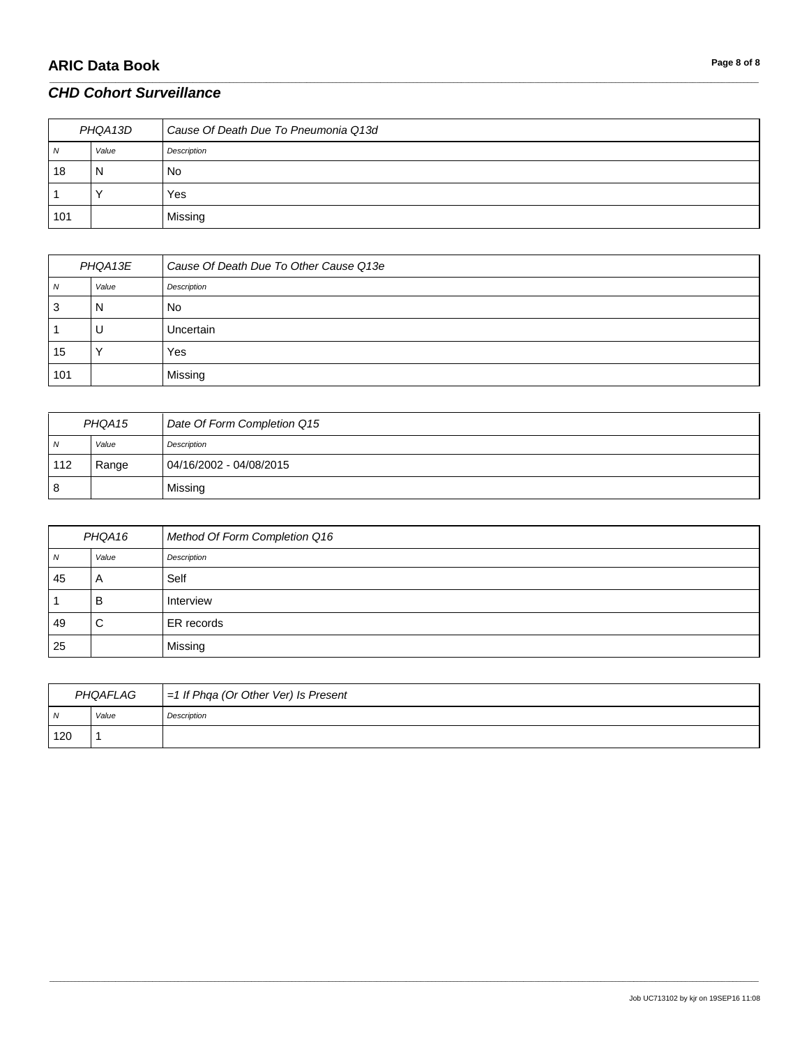## *CHD Cohort Surveillance*

| PHQA13D | | Cause Of Death Due To Pneumonia Q13d |
|---|---|---|
| *N* | *Value* | *Description* |
| 18 | N | No |
| 1 | Y | Yes |
| 101 | | Missing |

| PHQA13E | | Cause Of Death Due To Other Cause Q13e |
|---|---|---|
| *N* | *Value* | *Description* |
| 3 | N | No |
| 1 | U | Uncertain |
| 15 | Y | Yes |
| 101 | | Missing |

| PHQA15 | | Date Of Form Completion Q15 |
|---|---|---|
| *N* | *Value* | *Description* |
| 112 | Range | 04/16/2002 - 04/08/2015 |
| 8 | | Missing |

| PHQA16 | | Method Of Form Completion Q16 |
|---|---|---|
| *N* | *Value* | *Description* |
| 45 | A | Self |
| 1 | B | Interview |
| 49 | C | ER records |
| 25 | | Missing |

| PHQAFLAG | | =1 If Phqa (Or Other Ver) Is Present |
|---|---|---|
| *N* | *Value* | *Description* |
| 120 | 1 | |